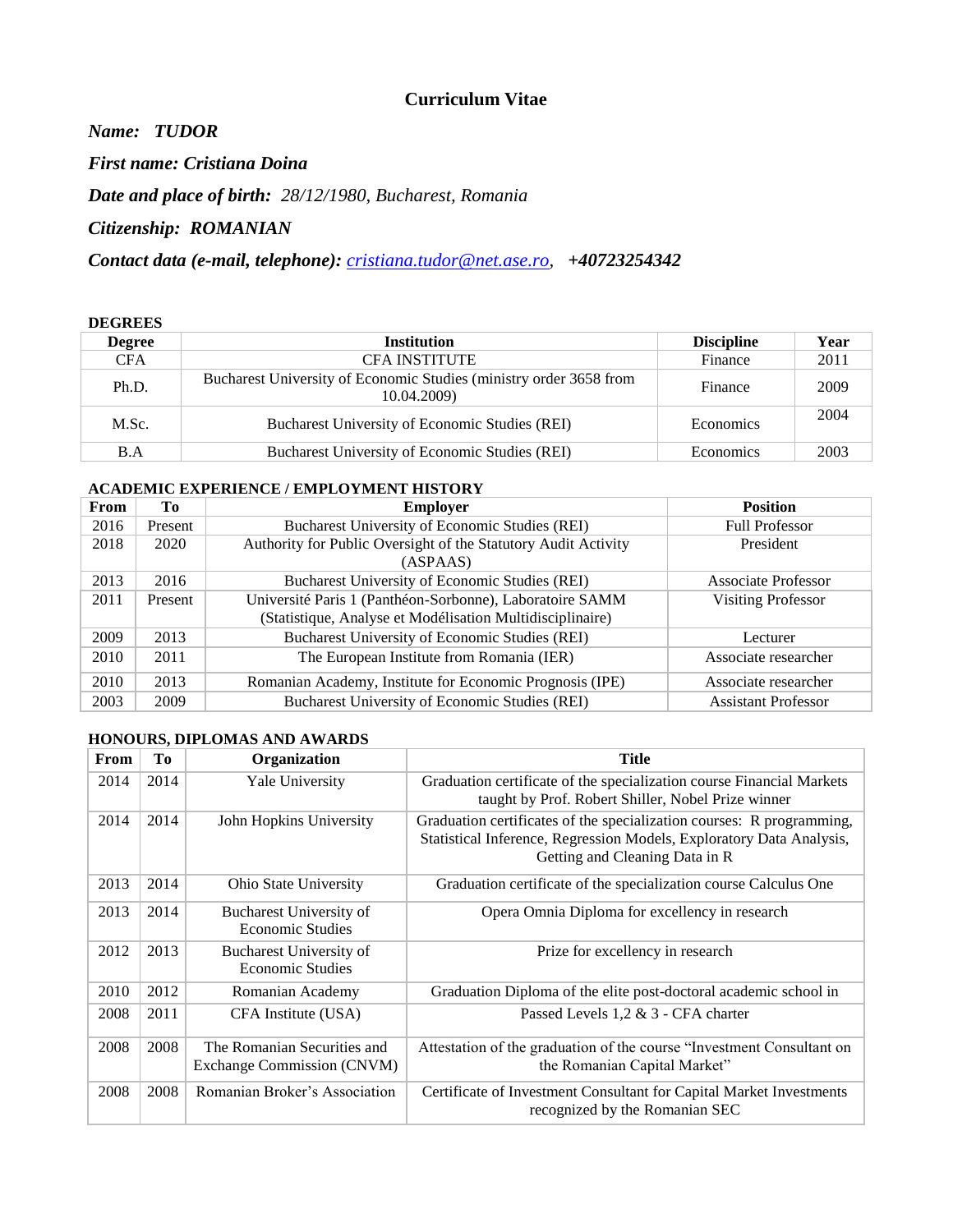# Curriculum Vitae

***Name: TUDOR***

***First name: Cristiana Doina***

***Date and place of birth:*** *28/12/1980, Bucharest, Romania*

***Citizenship: ROMANIAN***

***Contact data (e-mail, telephone):*** *cristiana.tudor@net.ase.ro,* ***+40723254342***

**DEGREES**

| Degree | Institution | Discipline | Year |
|---|---|---|---|
| CFA | CFA INSTITUTE | Finance | 2011 |
| Ph.D. | Bucharest University of Economic Studies (ministry order 3658 from 10.04.2009) | Finance | 2009 |
| M.Sc. | Bucharest University of Economic Studies (REI) | Economics | 2004 |
| B.A | Bucharest University of Economic Studies (REI) | Economics | 2003 |

**ACADEMIC EXPERIENCE / EMPLOYMENT HISTORY**

| From | To | Employer | Position |
|---|---|---|---|
| 2016 | Present | Bucharest University of Economic Studies (REI) | Full Professor |
| 2018 | 2020 | Authority for Public Oversight of the Statutory Audit Activity (ASPAAS) | President |
| 2013 | 2016 | Bucharest University of Economic Studies (REI) | Associate Professor |
| 2011 | Present | Université Paris 1 (Panthéon-Sorbonne), Laboratoire SAMM (Statistique, Analyse et Modélisation Multidisciplinaire) | Visiting Professor |
| 2009 | 2013 | Bucharest University of Economic Studies (REI) | Lecturer |
| 2010 | 2011 | The European Institute from Romania (IER) | Associate researcher |
| 2010 | 2013 | Romanian Academy, Institute for Economic Prognosis (IPE) | Associate researcher |
| 2003 | 2009 | Bucharest University of Economic Studies (REI) | Assistant Professor |

**HONOURS, DIPLOMAS AND AWARDS**

| From | To | Organization | Title |
|---|---|---|---|
| 2014 | 2014 | Yale University | Graduation certificate of the specialization course Financial Markets taught by Prof. Robert Shiller, Nobel Prize winner |
| 2014 | 2014 | John Hopkins University | Graduation certificates of the specialization courses: R programming, Statistical Inference, Regression Models, Exploratory Data Analysis, Getting and Cleaning Data in R |
| 2013 | 2014 | Ohio State University | Graduation certificate of the specialization course Calculus One |
| 2013 | 2014 | Bucharest University of Economic Studies | Opera Omnia Diploma for excellency in research |
| 2012 | 2013 | Bucharest University of Economic Studies | Prize for excellency in research |
| 2010 | 2012 | Romanian Academy | Graduation Diploma of the elite post-doctoral academic school in |
| 2008 | 2011 | CFA Institute (USA) | Passed Levels 1,2 & 3 - CFA charter |
| 2008 | 2008 | The Romanian Securities and Exchange Commission (CNVM) | Attestation of the graduation of the course "Investment Consultant on the Romanian Capital Market" |
| 2008 | 2008 | Romanian Broker's Association | Certificate of Investment Consultant for Capital Market Investments recognized by the Romanian SEC |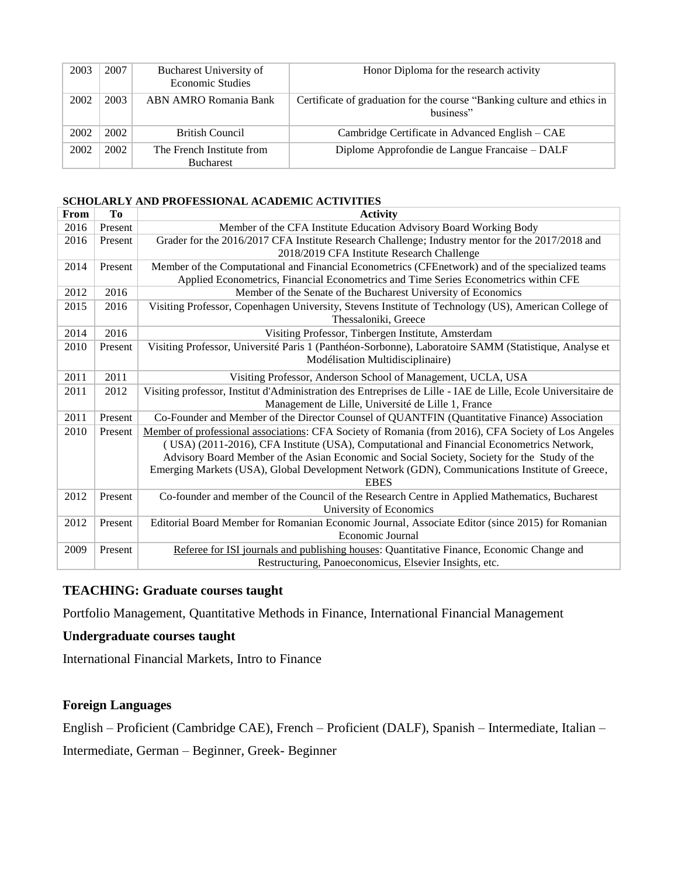| 2003 | 2007 | Bucharest University of Economic Studies | Honor Diploma for the research activity |
|---|---|---|---|
| 2002 | 2003 | ABN AMRO Romania Bank | Certificate of graduation for the course “Banking culture and ethics in business” |
| 2002 | 2002 | British Council | Cambridge Certificate in Advanced English – CAE |
| 2002 | 2002 | The French Institute from Bucharest | Diplome Approfondie de Langue Francaise – DALF |

**SCHOLARLY AND PROFESSIONAL ACADEMIC ACTIVITIES**

| From | To | Activity |
|---|---|---|
| 2016 | Present | Member of the CFA Institute Education Advisory Board Working Body |
| 2016 | Present | Grader for the 2016/2017 CFA Institute Research Challenge; Industry mentor for the 2017/2018 and 2018/2019 CFA Institute Research Challenge |
| 2014 | Present | Member of the Computational and Financial Econometrics (CFEnetwork) and of the specialized teams Applied Econometrics, Financial Econometrics and Time Series Econometrics within CFE |
| 2012 | 2016 | Member of the Senate of the Bucharest University of Economics |
| 2015 | 2016 | Visiting Professor, Copenhagen University, Stevens Institute of Technology (US), American College of Thessaloniki, Greece |
| 2014 | 2016 | Visiting Professor, Tinbergen Institute, Amsterdam |
| 2010 | Present | Visiting Professor, Université Paris 1 (Panthéon-Sorbonne), Laboratoire SAMM (Statistique, Analyse et Modélisation Multidisciplinaire) |
| 2011 | 2011 | Visiting Professor, Anderson School of Management, UCLA, USA |
| 2011 | 2012 | Visiting professor, Institut d'Administration des Entreprises de Lille - IAE de Lille, Ecole Universitaire de Management de Lille, Université de Lille 1, France |
| 2011 | Present | Co-Founder and Member of the Director Counsel of QUANTFIN (Quantitative Finance) Association |
| 2010 | Present | Member of professional associations: CFA Society of Romania (from 2016), CFA Society of Los Angeles ( USA) (2011-2016), CFA Institute (USA), Computational and Financial Econometrics Network, Advisory Board Member of the Asian Economic and Social Society, Society for the Study of the Emerging Markets (USA), Global Development Network (GDN), Communications Institute of Greece, EBES |
| 2012 | Present | Co-founder and member of the Council of the Research Centre in Applied Mathematics, Bucharest University of Economics |
| 2012 | Present | Editorial Board Member for Romanian Economic Journal, Associate Editor (since 2015) for Romanian Economic Journal |
| 2009 | Present | Referee for ISI journals and publishing houses: Quantitative Finance, Economic Change and Restructuring, Panoeconomicus, Elsevier Insights, etc. |

## TEACHING: Graduate courses taught

Portfolio Management, Quantitative Methods in Finance, International Financial Management

### Undergraduate courses taught

International Financial Markets, Intro to Finance

### Foreign Languages

English – Proficient (Cambridge CAE), French – Proficient (DALF), Spanish – Intermediate, Italian – Intermediate, German – Beginner, Greek- Beginner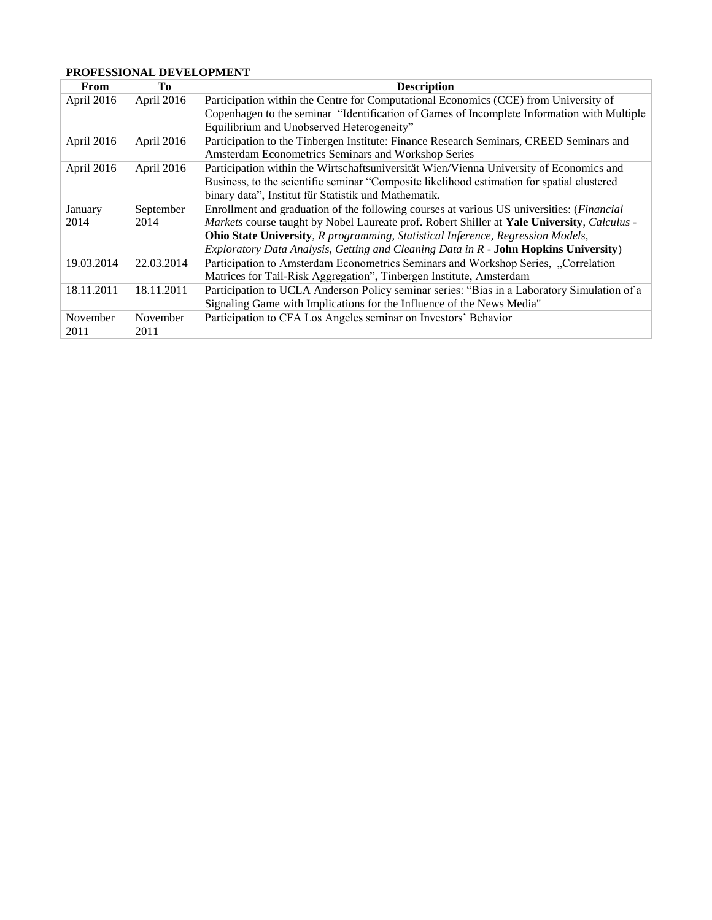**PROFESSIONAL DEVELOPMENT**

| From | To | Description |
|---|---|---|
| April 2016 | April 2016 | Participation within the Centre for Computational Economics (CCE) from University of Copenhagen to the seminar "Identification of Games of Incomplete Information with Multiple Equilibrium and Unobserved Heterogeneity" |
| April 2016 | April 2016 | Participation to the Tinbergen Institute: Finance Research Seminars, CREED Seminars and Amsterdam Econometrics Seminars and Workshop Series |
| April 2016 | April 2016 | Participation within the Wirtschaftsuniversität Wien/Vienna University of Economics and Business, to the scientific seminar "Composite likelihood estimation for spatial clustered binary data", Institut für Statistik und Mathematik. |
| January 2014 | September 2014 | Enrollment and graduation of the following courses at various US universities: (*Financial Markets* course taught by Nobel Laureate prof. Robert Shiller at **Yale University**, *Calculus* - **Ohio State University**, *R programming, Statistical Inference, Regression Models, Exploratory Data Analysis, Getting and Cleaning Data in R* - **John Hopkins University**) |
| 19.03.2014 | 22.03.2014 | Participation to Amsterdam Econometrics Seminars and Workshop Series, „Correlation Matrices for Tail-Risk Aggregation", Tinbergen Institute, Amsterdam |
| 18.11.2011 | 18.11.2011 | Participation to UCLA Anderson Policy seminar series: "Bias in a Laboratory Simulation of a Signaling Game with Implications for the Influence of the News Media" |
| November 2011 | November 2011 | Participation to CFA Los Angeles seminar on Investors' Behavior |